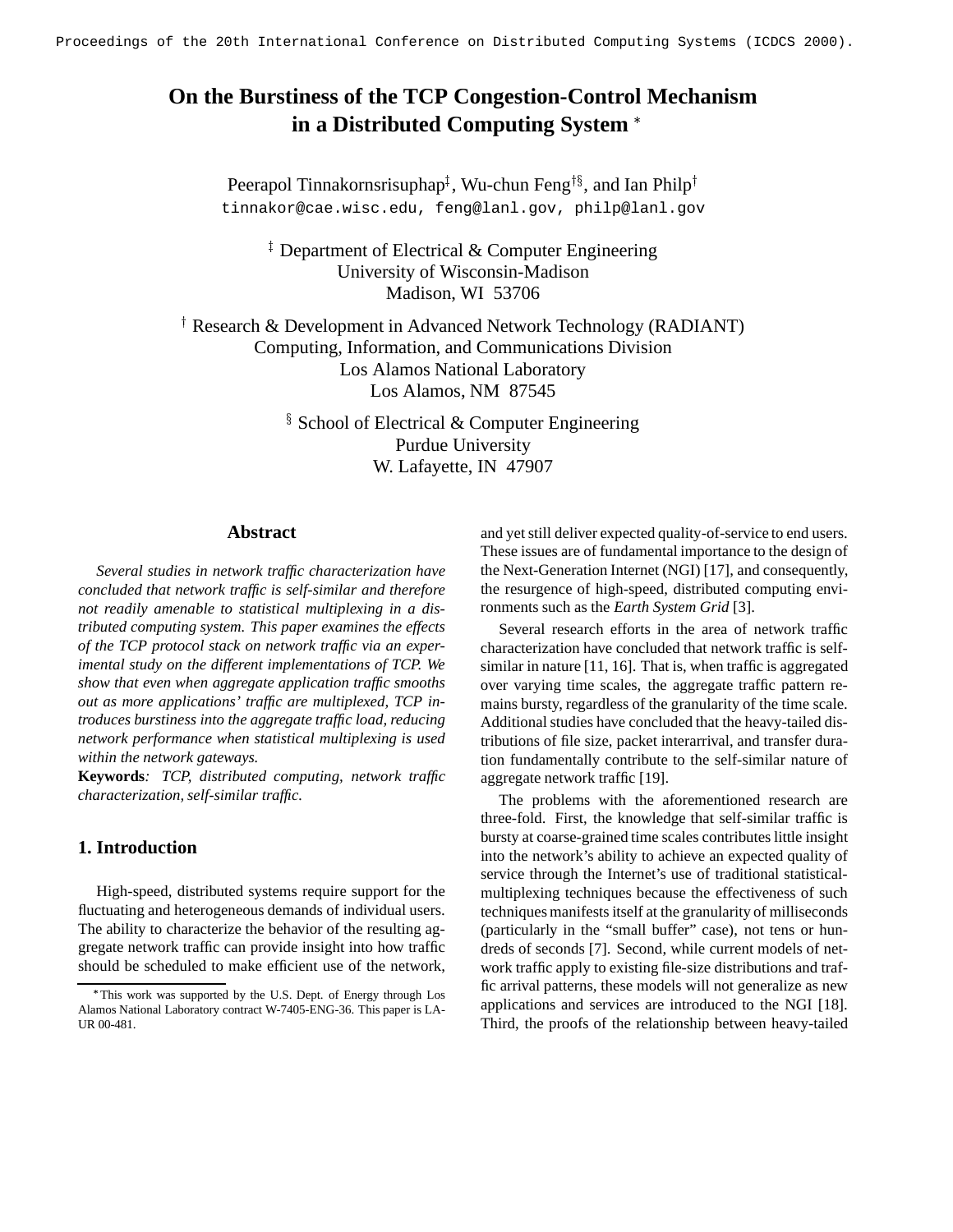Proceedings of the 20th International Conference on Distributed Computing Systems (ICDCS 2000).

# On the Burstiness of the TCP Congestion-Control Mechanism in a Distributed Computing System *

Peerapol Tinnakornsrisuphap[‡], Wu-chun Feng[†§], and Ian Philp[†]
tinnakor@cae.wisc.edu, feng@lanl.gov, philp@lanl.gov

[‡] Department of Electrical & Computer Engineering
University of Wisconsin-Madison
Madison, WI 53706

[†] Research & Development in Advanced Network Technology (RADIANT)
Computing, Information, and Communications Division
Los Alamos National Laboratory
Los Alamos, NM 87545

[§] School of Electrical & Computer Engineering
Purdue University
W. Lafayette, IN 47907

## Abstract

*Several studies in network traffic characterization have concluded that network traffic is self-similar and therefore not readily amenable to statistical multiplexing in a distributed computing system. This paper examines the effects of the TCP protocol stack on network traffic via an experimental study on the different implementations of TCP. We show that even when aggregate application traffic smooths out as more applications' traffic are multiplexed, TCP introduces burstiness into the aggregate traffic load, reducing network performance when statistical multiplexing is used within the network gateways.*

**Keywords***: TCP, distributed computing, network traffic characterization, self-similar traffic.*

## 1. Introduction

High-speed, distributed systems require support for the fluctuating and heterogeneous demands of individual users. The ability to characterize the behavior of the resulting aggregate network traffic can provide insight into how traffic should be scheduled to make efficient use of the network, and yet still deliver expected quality-of-service to end users. These issues are of fundamental importance to the design of the Next-Generation Internet (NGI) [17], and consequently, the resurgence of high-speed, distributed computing environments such as the *Earth System Grid* [3].

Several research efforts in the area of network traffic characterization have concluded that network traffic is self-similar in nature [11, 16]. That is, when traffic is aggregated over varying time scales, the aggregate traffic pattern remains bursty, regardless of the granularity of the time scale. Additional studies have concluded that the heavy-tailed distributions of file size, packet interarrival, and transfer duration fundamentally contribute to the self-similar nature of aggregate network traffic [19].

The problems with the aforementioned research are three-fold. First, the knowledge that self-similar traffic is bursty at coarse-grained time scales contributes little insight into the network's ability to achieve an expected quality of service through the Internet's use of traditional statistical-multiplexing techniques because the effectiveness of such techniques manifests itself at the granularity of milliseconds (particularly in the "small buffer" case), not tens or hundreds of seconds [7]. Second, while current models of network traffic apply to existing file-size distributions and traffic arrival patterns, these models will not generalize as new applications and services are introduced to the NGI [18]. Third, the proofs of the relationship between heavy-tailed

*This work was supported by the U.S. Dept. of Energy through Los Alamos National Laboratory contract W-7405-ENG-36. This paper is LA-UR 00-481.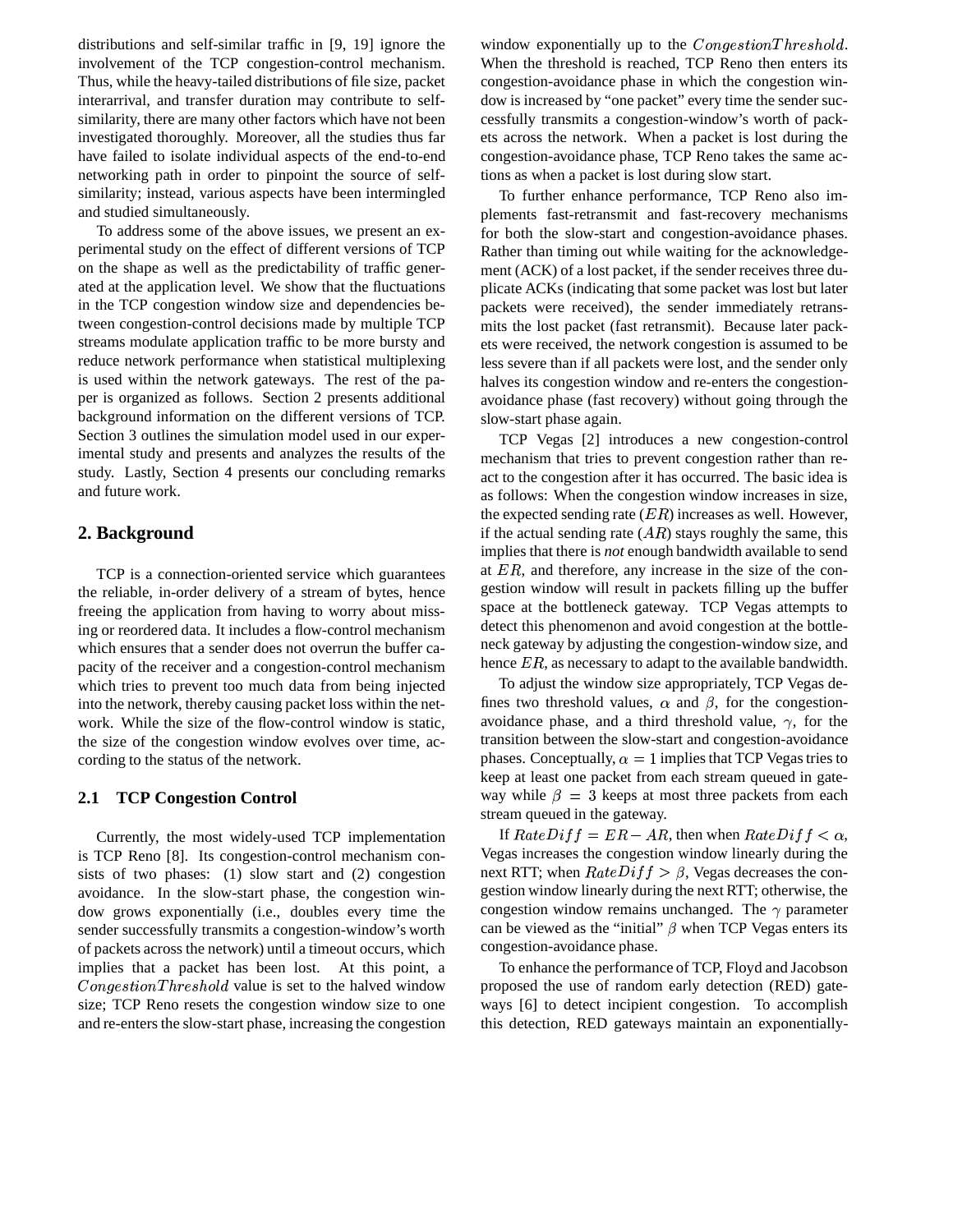distributions and self-similar traffic in [9, 19] ignore the involvement of the TCP congestion-control mechanism. Thus, while the heavy-tailed distributions of file size, packet interarrival, and transfer duration may contribute to self-similarity, there are many other factors which have not been investigated thoroughly. Moreover, all the studies thus far have failed to isolate individual aspects of the end-to-end networking path in order to pinpoint the source of self-similarity; instead, various aspects have been intermingled and studied simultaneously.

To address some of the above issues, we present an experimental study on the effect of different versions of TCP on the shape as well as the predictability of traffic generated at the application level. We show that the fluctuations in the TCP congestion window size and dependencies between congestion-control decisions made by multiple TCP streams modulate application traffic to be more bursty and reduce network performance when statistical multiplexing is used within the network gateways. The rest of the paper is organized as follows. Section 2 presents additional background information on the different versions of TCP. Section 3 outlines the simulation model used in our experimental study and presents and analyzes the results of the study. Lastly, Section 4 presents our concluding remarks and future work.

## 2. Background

TCP is a connection-oriented service which guarantees the reliable, in-order delivery of a stream of bytes, hence freeing the application from having to worry about missing or reordered data. It includes a flow-control mechanism which ensures that a sender does not overrun the buffer capacity of the receiver and a congestion-control mechanism which tries to prevent too much data from being injected into the network, thereby causing packet loss within the network. While the size of the flow-control window is static, the size of the congestion window evolves over time, according to the status of the network.

### 2.1 TCP Congestion Control

Currently, the most widely-used TCP implementation is TCP Reno [8]. Its congestion-control mechanism consists of two phases: (1) slow start and (2) congestion avoidance. In the slow-start phase, the congestion window grows exponentially (i.e., doubles every time the sender successfully transmits a congestion-window's worth of packets across the network) until a timeout occurs, which implies that a packet has been lost. At this point, a $CongestionThreshold$ value is set to the halved window size; TCP Reno resets the congestion window size to one and re-enters the slow-start phase, increasing the congestion window exponentially up to the $CongestionThreshold$. When the threshold is reached, TCP Reno then enters its congestion-avoidance phase in which the congestion window is increased by "one packet" every time the sender successfully transmits a congestion-window's worth of packets across the network. When a packet is lost during the congestion-avoidance phase, TCP Reno takes the same actions as when a packet is lost during slow start.

To further enhance performance, TCP Reno also implements fast-retransmit and fast-recovery mechanisms for both the slow-start and congestion-avoidance phases. Rather than timing out while waiting for the acknowledgement (ACK) of a lost packet, if the sender receives three duplicate ACKs (indicating that some packet was lost but later packets were received), the sender immediately retransmits the lost packet (fast retransmit). Because later packets were received, the network congestion is assumed to be less severe than if all packets were lost, and the sender only halves its congestion window and re-enters the congestion-avoidance phase (fast recovery) without going through the slow-start phase again.

TCP Vegas [2] introduces a new congestion-control mechanism that tries to prevent congestion rather than react to the congestion after it has occurred. The basic idea is as follows: When the congestion window increases in size, the expected sending rate ($ER$) increases as well. However, if the actual sending rate ($AR$) stays roughly the same, this implies that there is *not* enough bandwidth available to send at $ER$, and therefore, any increase in the size of the congestion window will result in packets filling up the buffer space at the bottleneck gateway. TCP Vegas attempts to detect this phenomenon and avoid congestion at the bottleneck gateway by adjusting the congestion-window size, and hence $ER$, as necessary to adapt to the available bandwidth.

To adjust the window size appropriately, TCP Vegas defines two threshold values, $\alpha$ and $\beta$, for the congestion-avoidance phase, and a third threshold value, $\gamma$, for the transition between the slow-start and congestion-avoidance phases. Conceptually, $\alpha = 1$ implies that TCP Vegas tries to keep at least one packet from each stream queued in gateway while $\beta = 3$ keeps at most three packets from each stream queued in the gateway.

If $RateDiff = ER - AR$, then when $RateDiff < \alpha$, Vegas increases the congestion window linearly during the next RTT; when $RateDiff > \beta$, Vegas decreases the congestion window linearly during the next RTT; otherwise, the congestion window remains unchanged. The $\gamma$ parameter can be viewed as the "initial" $\beta$ when TCP Vegas enters its congestion-avoidance phase.

To enhance the performance of TCP, Floyd and Jacobson proposed the use of random early detection (RED) gateways [6] to detect incipient congestion. To accomplish this detection, RED gateways maintain an exponentially-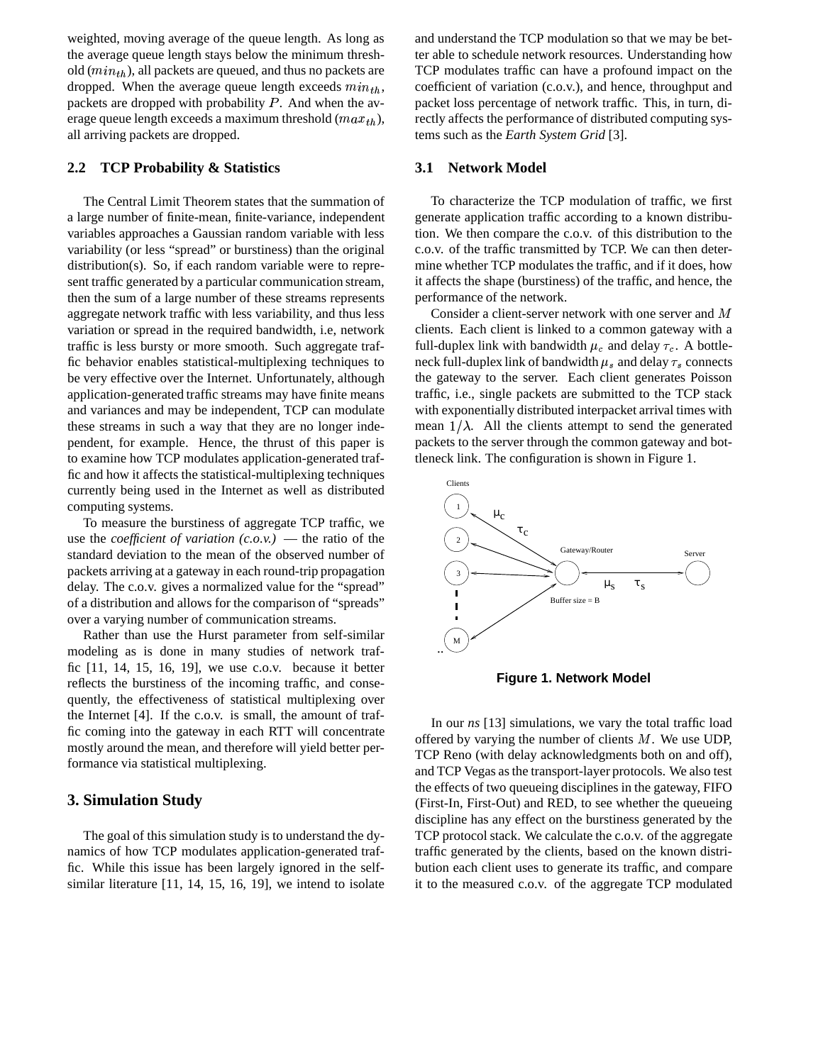weighted, moving average of the queue length. As long as the average queue length stays below the minimum threshold ($min_{th}$), all packets are queued, and thus no packets are dropped. When the average queue length exceeds $min_{th}$, packets are dropped with probability $P$. And when the average queue length exceeds a maximum threshold ($max_{th}$), all arriving packets are dropped.

### 2.2 TCP Probability & Statistics

The Central Limit Theorem states that the summation of a large number of finite-mean, finite-variance, independent variables approaches a Gaussian random variable with less variability (or less "spread" or burstiness) than the original distribution(s). So, if each random variable were to represent traffic generated by a particular communication stream, then the sum of a large number of these streams represents aggregate network traffic with less variability, and thus less variation or spread in the required bandwidth, i.e, network traffic is less bursty or more smooth. Such aggregate traffic behavior enables statistical-multiplexing techniques to be very effective over the Internet. Unfortunately, although application-generated traffic streams may have finite means and variances and may be independent, TCP can modulate these streams in such a way that they are no longer independent, for example. Hence, the thrust of this paper is to examine how TCP modulates application-generated traffic and how it affects the statistical-multiplexing techniques currently being used in the Internet as well as distributed computing systems.

To measure the burstiness of aggregate TCP traffic, we use the *coefficient of variation (c.o.v.)* — the ratio of the standard deviation to the mean of the observed number of packets arriving at a gateway in each round-trip propagation delay. The c.o.v. gives a normalized value for the "spread" of a distribution and allows for the comparison of "spreads" over a varying number of communication streams.

Rather than use the Hurst parameter from self-similar modeling as is done in many studies of network traffic [11, 14, 15, 16, 19], we use c.o.v. because it better reflects the burstiness of the incoming traffic, and consequently, the effectiveness of statistical multiplexing over the Internet [4]. If the c.o.v. is small, the amount of traffic coming into the gateway in each RTT will concentrate mostly around the mean, and therefore will yield better performance via statistical multiplexing.

## 3. Simulation Study

The goal of this simulation study is to understand the dynamics of how TCP modulates application-generated traffic. While this issue has been largely ignored in the self-similar literature [11, 14, 15, 16, 19], we intend to isolate and understand the TCP modulation so that we may be better able to schedule network resources. Understanding how TCP modulates traffic can have a profound impact on the coefficient of variation (c.o.v.), and hence, throughput and packet loss percentage of network traffic. This, in turn, directly affects the performance of distributed computing systems such as the *Earth System Grid* [3].

### 3.1 Network Model

To characterize the TCP modulation of traffic, we first generate application traffic according to a known distribution. We then compare the c.o.v. of this distribution to the c.o.v. of the traffic transmitted by TCP. We can then determine whether TCP modulates the traffic, and if it does, how it affects the shape (burstiness) of the traffic, and hence, the performance of the network.

Consider a client-server network with one server and $M$ clients. Each client is linked to a common gateway with a full-duplex link with bandwidth $\mu_c$ and delay $\tau_c$. A bottleneck full-duplex link of bandwidth $\mu_s$ and delay $\tau_s$ connects the gateway to the server. Each client generates Poisson traffic, i.e., single packets are submitted to the TCP stack with exponentially distributed interpacket arrival times with mean $1/\lambda$. All the clients attempt to send the generated packets to the server through the common gateway and bottleneck link. The configuration is shown in Figure 1.

Clients
1
2
3
M
$\mu_C$
$\tau_C$
Gateway/Router
Buffer size = B
$\mu_S$
$\tau_S$
Server

**Figure 1. Network Model**

In our *ns* [13] simulations, we vary the total traffic load offered by varying the number of clients $M$. We use UDP, TCP Reno (with delay acknowledgments both on and off), and TCP Vegas as the transport-layer protocols. We also test the effects of two queueing disciplines in the gateway, FIFO (First-In, First-Out) and RED, to see whether the queueing discipline has any effect on the burstiness generated by the TCP protocol stack. We calculate the c.o.v. of the aggregate traffic generated by the clients, based on the known distribution each client uses to generate its traffic, and compare it to the measured c.o.v. of the aggregate TCP modulated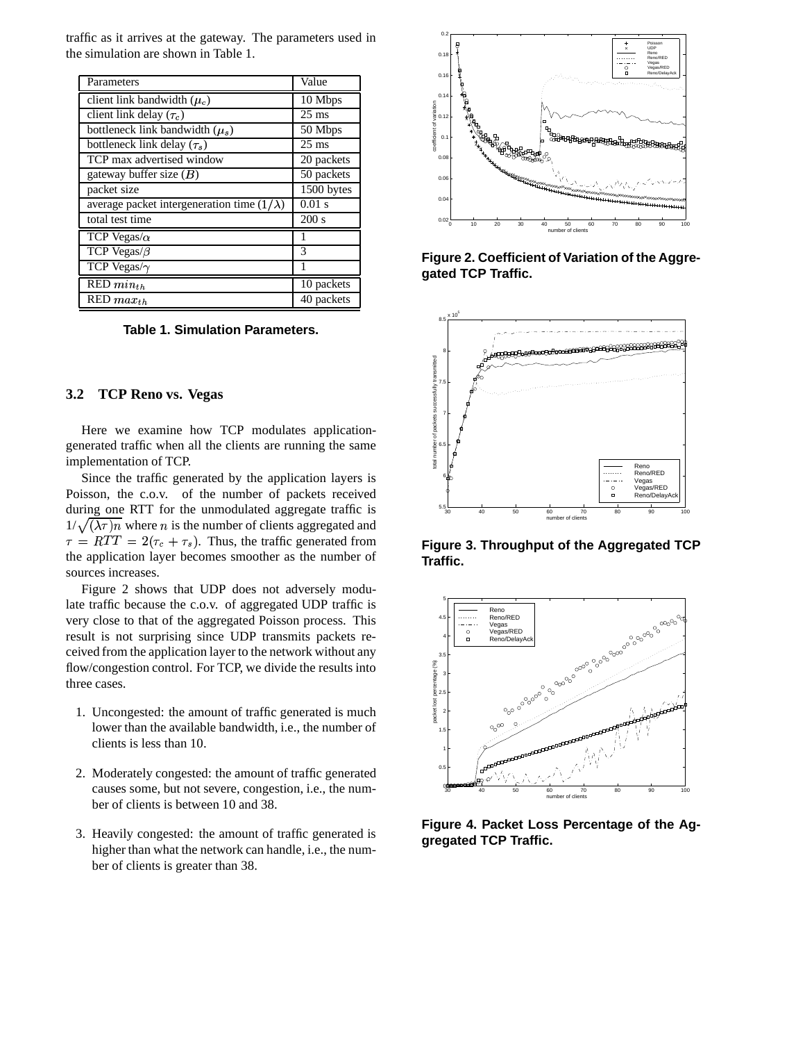traffic as it arrives at the gateway. The parameters used in the simulation are shown in Table 1.

| Parameters | Value |
|---|---|
| client link bandwidth ($\mu_c$) | 10 Mbps |
| client link delay ($\tau_c$) | 25 ms |
| bottleneck link bandwidth ($\mu_s$) | 50 Mbps |
| bottleneck link delay ($\tau_s$) | 25 ms |
| TCP max advertised window | 20 packets |
| gateway buffer size ($B$) | 50 packets |
| packet size | 1500 bytes |
| average packet intergeneration time ($1/\lambda$) | 0.01 s |
| total test time | 200 s |
| TCP Vegas/$\alpha$ | 1 |
| TCP Vegas/$\beta$ | 3 |
| TCP Vegas/$\gamma$ | 1 |
| RED $min_{th}$ | 10 packets |
| RED $max_{th}$ | 40 packets |

**Table 1. Simulation Parameters.**

### 3.2 TCP Reno vs. Vegas

Here we examine how TCP modulates application-generated traffic when all the clients are running the same implementation of TCP.

Since the traffic generated by the application layers is Poisson, the c.o.v. of the number of packets received during one RTT for the unmodulated aggregate traffic is $1/\sqrt{(\lambda\tau)n}$ where $n$ is the number of clients aggregated and $\tau = RTT = 2(\tau_c + \tau_s)$. Thus, the traffic generated from the application layer becomes smoother as the number of sources increases.

Figure 2 shows that UDP does not adversely modulate traffic because the c.o.v. of aggregated UDP traffic is very close to that of the aggregated Poisson process. This result is not surprising since UDP transmits packets received from the application layer to the network without any flow/congestion control. For TCP, we divide the results into three cases.

1. Uncongested: the amount of traffic generated is much lower than the available bandwidth, i.e., the number of clients is less than 10.
2. Moderately congested: the amount of traffic generated causes some, but not severe, congestion, i.e., the number of clients is between 10 and 38.
3. Heavily congested: the amount of traffic generated is higher than what the network can handle, i.e., the number of clients is greater than 38.

**Figure 2. Coefficient of Variation of the Aggregated TCP Traffic.**

**Figure 3. Throughput of the Aggregated TCP Traffic.**

**Figure 4. Packet Loss Percentage of the Aggregated TCP Traffic.**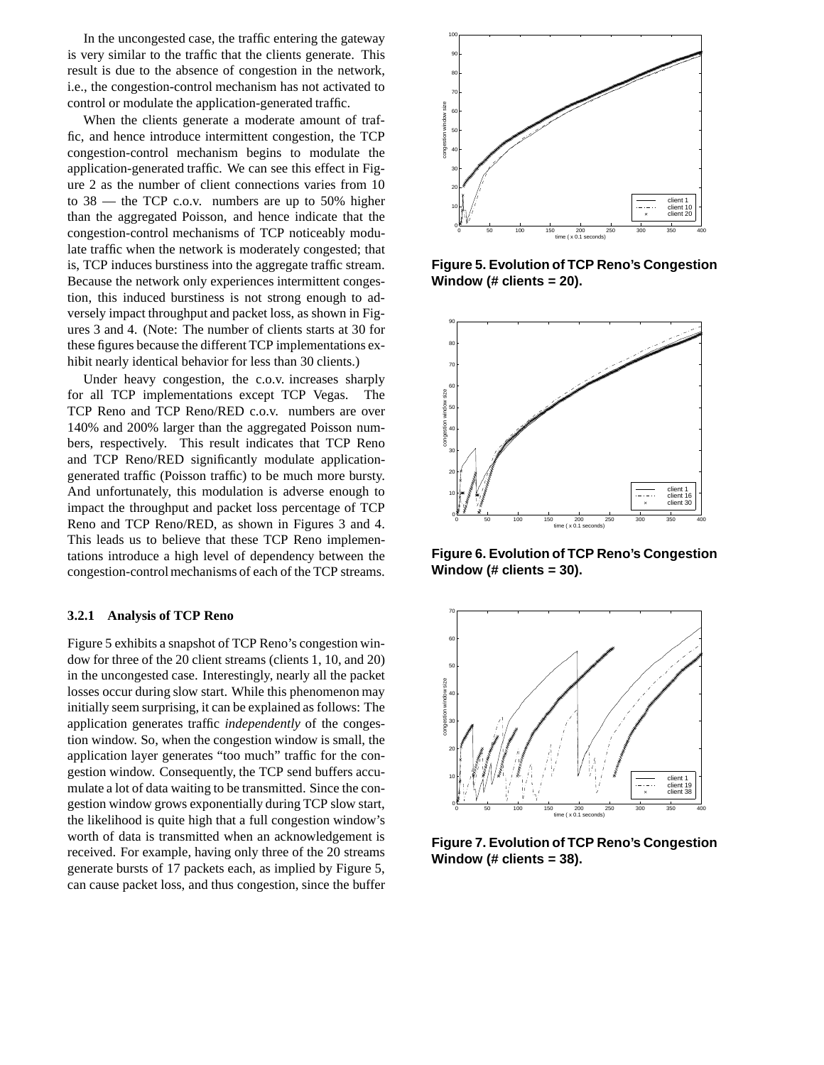In the uncongested case, the traffic entering the gateway is very similar to the traffic that the clients generate. This result is due to the absence of congestion in the network, i.e., the congestion-control mechanism has not activated to control or modulate the application-generated traffic.

When the clients generate a moderate amount of traffic, and hence introduce intermittent congestion, the TCP congestion-control mechanism begins to modulate the application-generated traffic. We can see this effect in Figure 2 as the number of client connections varies from 10 to 38 — the TCP c.o.v. numbers are up to 50% higher than the aggregated Poisson, and hence indicate that the congestion-control mechanisms of TCP noticeably modulate traffic when the network is moderately congested; that is, TCP induces burstiness into the aggregate traffic stream. Because the network only experiences intermittent congestion, this induced burstiness is not strong enough to adversely impact throughput and packet loss, as shown in Figures 3 and 4. (Note: The number of clients starts at 30 for these figures because the different TCP implementations exhibit nearly identical behavior for less than 30 clients.)

Under heavy congestion, the c.o.v. increases sharply for all TCP implementations except TCP Vegas. The TCP Reno and TCP Reno/RED c.o.v. numbers are over 140% and 200% larger than the aggregated Poisson numbers, respectively. This result indicates that TCP Reno and TCP Reno/RED significantly modulate application-generated traffic (Poisson traffic) to be much more bursty. And unfortunately, this modulation is adverse enough to impact the throughput and packet loss percentage of TCP Reno and TCP Reno/RED, as shown in Figures 3 and 4. This leads us to believe that these TCP Reno implementations introduce a high level of dependency between the congestion-control mechanisms of each of the TCP streams.

#### 3.2.1 Analysis of TCP Reno

Figure 5 exhibits a snapshot of TCP Reno's congestion window for three of the 20 client streams (clients 1, 10, and 20) in the uncongested case. Interestingly, nearly all the packet losses occur during slow start. While this phenomenon may initially seem surprising, it can be explained as follows: The application generates traffic *independently* of the congestion window. So, when the congestion window is small, the application layer generates "too much" traffic for the congestion window. Consequently, the TCP send buffers accumulate a lot of data waiting to be transmitted. Since the congestion window grows exponentially during TCP slow start, the likelihood is quite high that a full congestion window's worth of data is transmitted when an acknowledgement is received. For example, having only three of the 20 streams generate bursts of 17 packets each, as implied by Figure 5, can cause packet loss, and thus congestion, since the buffer

**Figure 5. Evolution of TCP Reno's Congestion Window (# clients = 20).**

**Figure 6. Evolution of TCP Reno's Congestion Window (# clients = 30).**

**Figure 7. Evolution of TCP Reno's Congestion Window (# clients = 38).**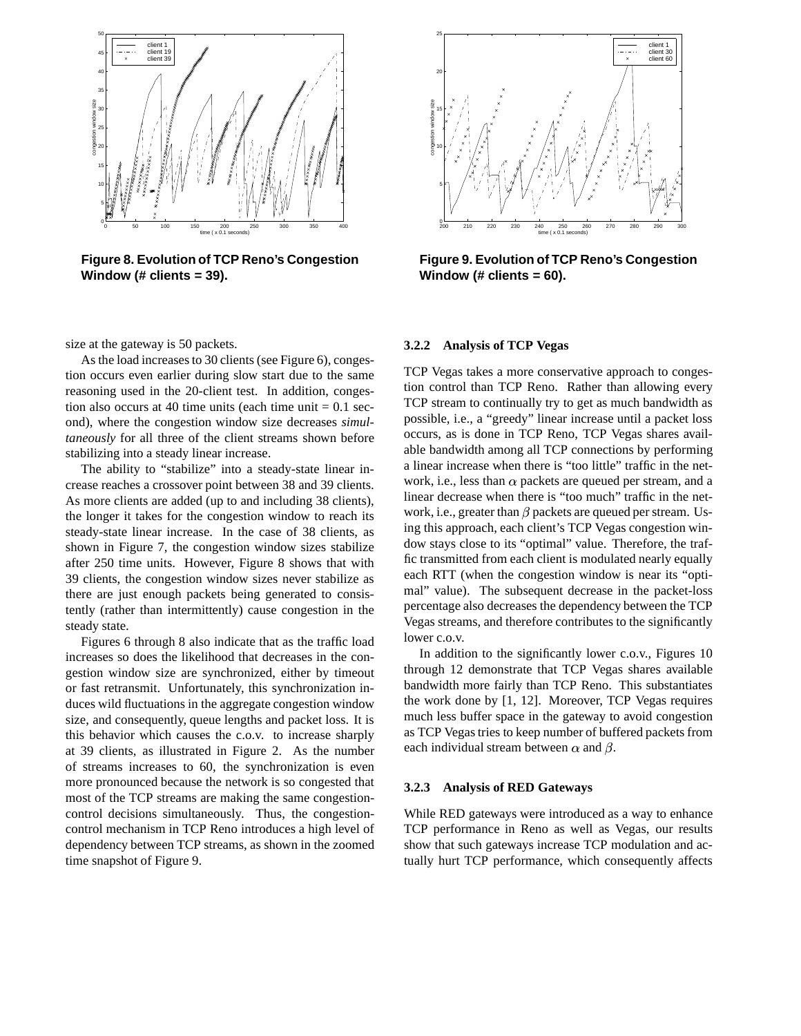Figure 8. Evolution of TCP Reno's Congestion Window (# clients = 39).

Figure 9. Evolution of TCP Reno's Congestion Window (# clients = 60).

size at the gateway is 50 packets.

As the load increases to 30 clients (see Figure 6), congestion occurs even earlier during slow start due to the same reasoning used in the 20-client test. In addition, congestion also occurs at 40 time units (each time unit = 0.1 second), where the congestion window size decreases *simultaneously* for all three of the client streams shown before stabilizing into a steady linear increase.

The ability to "stabilize" into a steady-state linear increase reaches a crossover point between 38 and 39 clients. As more clients are added (up to and including 38 clients), the longer it takes for the congestion window to reach its steady-state linear increase. In the case of 38 clients, as shown in Figure 7, the congestion window sizes stabilize after 250 time units. However, Figure 8 shows that with 39 clients, the congestion window sizes never stabilize as there are just enough packets being generated to consistently (rather than intermittently) cause congestion in the steady state.

Figures 6 through 8 also indicate that as the traffic load increases so does the likelihood that decreases in the congestion window size are synchronized, either by timeout or fast retransmit. Unfortunately, this synchronization induces wild fluctuations in the aggregate congestion window size, and consequently, queue lengths and packet loss. It is this behavior which causes the c.o.v. to increase sharply at 39 clients, as illustrated in Figure 2. As the number of streams increases to 60, the synchronization is even more pronounced because the network is so congested that most of the TCP streams are making the same congestion-control decisions simultaneously. Thus, the congestion-control mechanism in TCP Reno introduces a high level of dependency between TCP streams, as shown in the zoomed time snapshot of Figure 9.

#### 3.2.2 Analysis of TCP Vegas

TCP Vegas takes a more conservative approach to congestion control than TCP Reno. Rather than allowing every TCP stream to continually try to get as much bandwidth as possible, i.e., a "greedy" linear increase until a packet loss occurs, as is done in TCP Reno, TCP Vegas shares available bandwidth among all TCP connections by performing a linear increase when there is "too little" traffic in the network, i.e., less than $\alpha$ packets are queued per stream, and a linear decrease when there is "too much" traffic in the network, i.e., greater than $\beta$ packets are queued per stream. Using this approach, each client's TCP Vegas congestion window stays close to its "optimal" value. Therefore, the traffic transmitted from each client is modulated nearly equally each RTT (when the congestion window is near its "optimal" value). The subsequent decrease in the packet-loss percentage also decreases the dependency between the TCP Vegas streams, and therefore contributes to the significantly lower c.o.v.

In addition to the significantly lower c.o.v., Figures 10 through 12 demonstrate that TCP Vegas shares available bandwidth more fairly than TCP Reno. This substantiates the work done by [1, 12]. Moreover, TCP Vegas requires much less buffer space in the gateway to avoid congestion as TCP Vegas tries to keep number of buffered packets from each individual stream between $\alpha$ and $\beta$.

#### 3.2.3 Analysis of RED Gateways

While RED gateways were introduced as a way to enhance TCP performance in Reno as well as Vegas, our results show that such gateways increase TCP modulation and actually hurt TCP performance, which consequently affects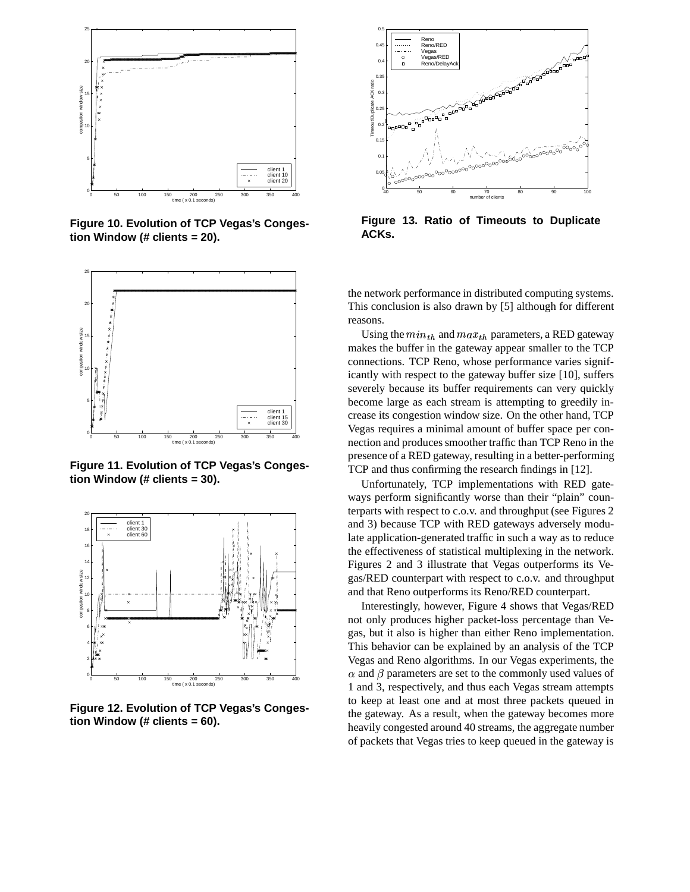Figure 10. Evolution of TCP Vegas's Congestion Window (# clients = 20).

Figure 11. Evolution of TCP Vegas's Congestion Window (# clients = 30).

Figure 12. Evolution of TCP Vegas's Congestion Window (# clients = 60).

Figure 13. Ratio of Timeouts to Duplicate ACKs.

the network performance in distributed computing systems. This conclusion is also drawn by [5] although for different reasons.

Using the $min_{th}$ and $max_{th}$ parameters, a RED gateway makes the buffer in the gateway appear smaller to the TCP connections. TCP Reno, whose performance varies significantly with respect to the gateway buffer size [10], suffers severely because its buffer requirements can very quickly become large as each stream is attempting to greedily increase its congestion window size. On the other hand, TCP Vegas requires a minimal amount of buffer space per connection and produces smoother traffic than TCP Reno in the presence of a RED gateway, resulting in a better-performing TCP and thus confirming the research findings in [12].

Unfortunately, TCP implementations with RED gateways perform significantly worse than their "plain" counterparts with respect to c.o.v. and throughput (see Figures 2 and 3) because TCP with RED gateways adversely modulate application-generated traffic in such a way as to reduce the effectiveness of statistical multiplexing in the network. Figures 2 and 3 illustrate that Vegas outperforms its Vegas/RED counterpart with respect to c.o.v. and throughput and that Reno outperforms its Reno/RED counterpart.

Interestingly, however, Figure 4 shows that Vegas/RED not only produces higher packet-loss percentage than Vegas, but it also is higher than either Reno implementation. This behavior can be explained by an analysis of the TCP Vegas and Reno algorithms. In our Vegas experiments, the $\alpha$ and $\beta$ parameters are set to the commonly used values of 1 and 3, respectively, and thus each Vegas stream attempts to keep at least one and at most three packets queued in the gateway. As a result, when the gateway becomes more heavily congested around 40 streams, the aggregate number of packets that Vegas tries to keep queued in the gateway is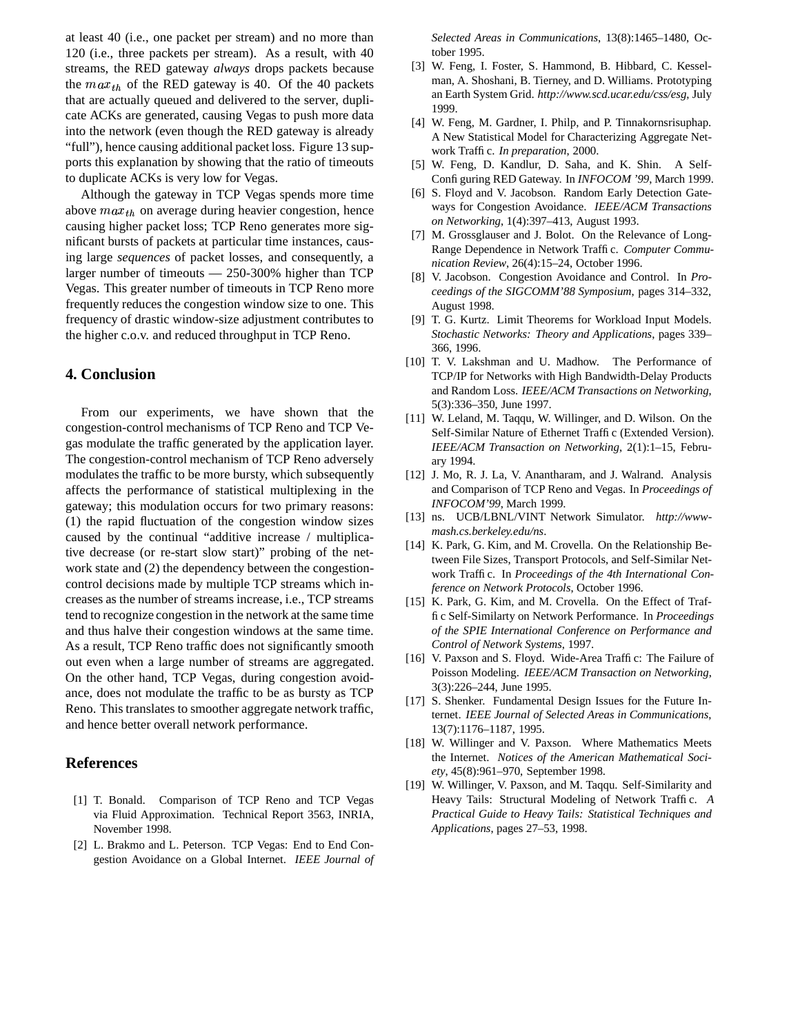at least 40 (i.e., one packet per stream) and no more than 120 (i.e., three packets per stream). As a result, with 40 streams, the RED gateway *always* drops packets because the $max_{th}$ of the RED gateway is 40. Of the 40 packets that are actually queued and delivered to the server, duplicate ACKs are generated, causing Vegas to push more data into the network (even though the RED gateway is already "full"), hence causing additional packet loss. Figure 13 supports this explanation by showing that the ratio of timeouts to duplicate ACKs is very low for Vegas.

Although the gateway in TCP Vegas spends more time above $max_{th}$ on average during heavier congestion, hence causing higher packet loss; TCP Reno generates more significant bursts of packets at particular time instances, causing large *sequences* of packet losses, and consequently, a larger number of timeouts — 250-300% higher than TCP Vegas. This greater number of timeouts in TCP Reno more frequently reduces the congestion window size to one. This frequency of drastic window-size adjustment contributes to the higher c.o.v. and reduced throughput in TCP Reno.

## 4. Conclusion

From our experiments, we have shown that the congestion-control mechanisms of TCP Reno and TCP Vegas modulate the traffic generated by the application layer. The congestion-control mechanism of TCP Reno adversely modulates the traffic to be more bursty, which subsequently affects the performance of statistical multiplexing in the gateway; this modulation occurs for two primary reasons: (1) the rapid fluctuation of the congestion window sizes caused by the continual "additive increase / multiplicative decrease (or re-start slow start)" probing of the network state and (2) the dependency between the congestion-control decisions made by multiple TCP streams which increases as the number of streams increase, i.e., TCP streams tend to recognize congestion in the network at the same time and thus halve their congestion windows at the same time. As a result, TCP Reno traffic does not significantly smooth out even when a large number of streams are aggregated. On the other hand, TCP Vegas, during congestion avoidance, does not modulate the traffic to be as bursty as TCP Reno. This translates to smoother aggregate network traffic, and hence better overall network performance.

## References

[1] T. Bonald. Comparison of TCP Reno and TCP Vegas via Fluid Approximation. Technical Report 3563, INRIA, November 1998.

[2] L. Brakmo and L. Peterson. TCP Vegas: End to End Congestion Avoidance on a Global Internet. *IEEE Journal of Selected Areas in Communications*, 13(8):1465–1480, October 1995.

[3] W. Feng, I. Foster, S. Hammond, B. Hibbard, C. Kesselman, A. Shoshani, B. Tierney, and D. Williams. Prototyping an Earth System Grid. *http://www.scd.ucar.edu/css/esg*, July 1999.

[4] W. Feng, M. Gardner, I. Philp, and P. Tinnakornsrisuphap. A New Statistical Model for Characterizing Aggregate Network Traffic. *In preparation*, 2000.

[5] W. Feng, D. Kandlur, D. Saha, and K. Shin. A Self-Configuring RED Gateway. In *INFOCOM '99*, March 1999.

[6] S. Floyd and V. Jacobson. Random Early Detection Gateways for Congestion Avoidance. *IEEE/ACM Transactions on Networking*, 1(4):397–413, August 1993.

[7] M. Grossglauser and J. Bolot. On the Relevance of Long-Range Dependence in Network Traffic. *Computer Communication Review*, 26(4):15–24, October 1996.

[8] V. Jacobson. Congestion Avoidance and Control. In *Proceedings of the SIGCOMM'88 Symposium*, pages 314–332, August 1998.

[9] T. G. Kurtz. Limit Theorems for Workload Input Models. *Stochastic Networks: Theory and Applications*, pages 339–366, 1996.

[10] T. V. Lakshman and U. Madhow. The Performance of TCP/IP for Networks with High Bandwidth-Delay Products and Random Loss. *IEEE/ACM Transactions on Networking*, 5(3):336–350, June 1997.

[11] W. Leland, M. Taqqu, W. Willinger, and D. Wilson. On the Self-Similar Nature of Ethernet Traffic (Extended Version). *IEEE/ACM Transaction on Networking*, 2(1):1–15, February 1994.

[12] J. Mo, R. J. La, V. Anantharam, and J. Walrand. Analysis and Comparison of TCP Reno and Vegas. In *Proceedings of INFOCOM'99*, March 1999.

[13] ns. UCB/LBNL/VINT Network Simulator. *http://www-mash.cs.berkeley.edu/ns*.

[14] K. Park, G. Kim, and M. Crovella. On the Relationship Between File Sizes, Transport Protocols, and Self-Similar Network Traffic. In *Proceedings of the 4th International Conference on Network Protocols*, October 1996.

[15] K. Park, G. Kim, and M. Crovella. On the Effect of Traffic Self-Similarty on Network Performance. In *Proceedings of the SPIE International Conference on Performance and Control of Network Systems*, 1997.

[16] V. Paxson and S. Floyd. Wide-Area Traffic: The Failure of Poisson Modeling. *IEEE/ACM Transaction on Networking*, 3(3):226–244, June 1995.

[17] S. Shenker. Fundamental Design Issues for the Future Internet. *IEEE Journal of Selected Areas in Communications*, 13(7):1176–1187, 1995.

[18] W. Willinger and V. Paxson. Where Mathematics Meets the Internet. *Notices of the American Mathematical Society*, 45(8):961–970, September 1998.

[19] W. Willinger, V. Paxson, and M. Taqqu. Self-Similarity and Heavy Tails: Structural Modeling of Network Traffic. *A Practical Guide to Heavy Tails: Statistical Techniques and Applications*, pages 27–53, 1998.